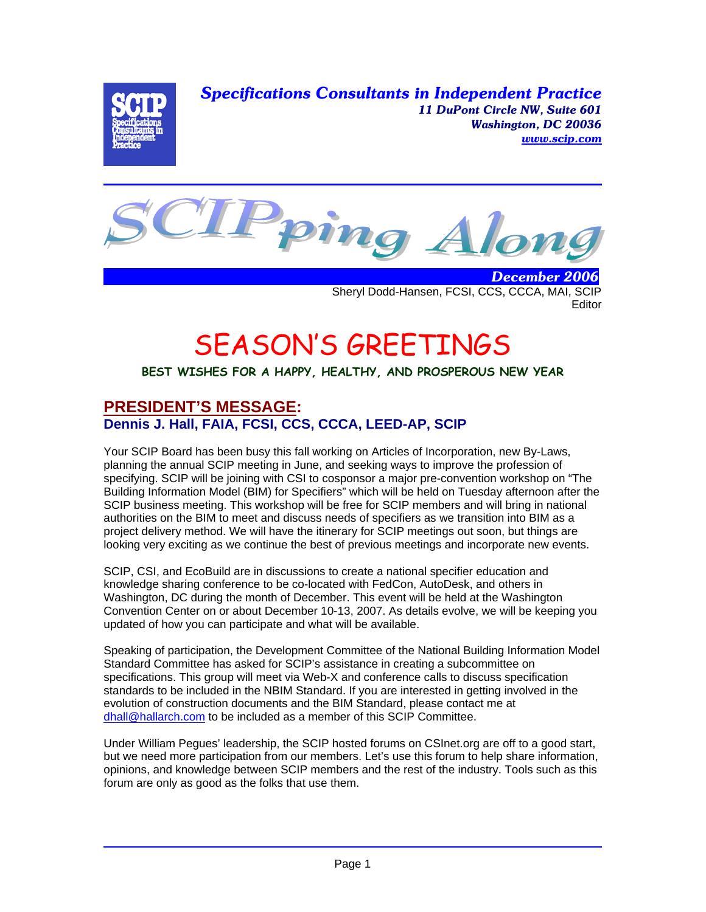**Specifications Consultants in Independent Practice**
*11 DuPont Circle NW, Suite 601*
*Washington, DC 20036*
*www.scip.com*

# SCIPping Along

**December 2006**

Sheryl Dodd-Hansen, FCSI, CCS, CCCA, MAI, SCIP
Editor

# SEASON'S GREETINGS

**BEST WISHES FOR A HAPPY, HEALTHY, AND PROSPEROUS NEW YEAR**

## PRESIDENT'S MESSAGE:

### Dennis J. Hall, FAIA, FCSI, CCS, CCCA, LEED-AP, SCIP

Your SCIP Board has been busy this fall working on Articles of Incorporation, new By-Laws, planning the annual SCIP meeting in June, and seeking ways to improve the profession of specifying. SCIP will be joining with CSI to cosponsor a major pre-convention workshop on "The Building Information Model (BIM) for Specifiers" which will be held on Tuesday afternoon after the SCIP business meeting. This workshop will be free for SCIP members and will bring in national authorities on the BIM to meet and discuss needs of specifiers as we transition into BIM as a project delivery method. We will have the itinerary for SCIP meetings out soon, but things are looking very exciting as we continue the best of previous meetings and incorporate new events.

SCIP, CSI, and EcoBuild are in discussions to create a national specifier education and knowledge sharing conference to be co-located with FedCon, AutoDesk, and others in Washington, DC during the month of December. This event will be held at the Washington Convention Center on or about December 10-13, 2007. As details evolve, we will be keeping you updated of how you can participate and what will be available.

Speaking of participation, the Development Committee of the National Building Information Model Standard Committee has asked for SCIP's assistance in creating a subcommittee on specifications. This group will meet via Web-X and conference calls to discuss specification standards to be included in the NBIM Standard. If you are interested in getting involved in the evolution of construction documents and the BIM Standard, please contact me at dhall@hallarch.com to be included as a member of this SCIP Committee.

Under William Pegues' leadership, the SCIP hosted forums on CSInet.org are off to a good start, but we need more participation from our members. Let's use this forum to help share information, opinions, and knowledge between SCIP members and the rest of the industry. Tools such as this forum are only as good as the folks that use them.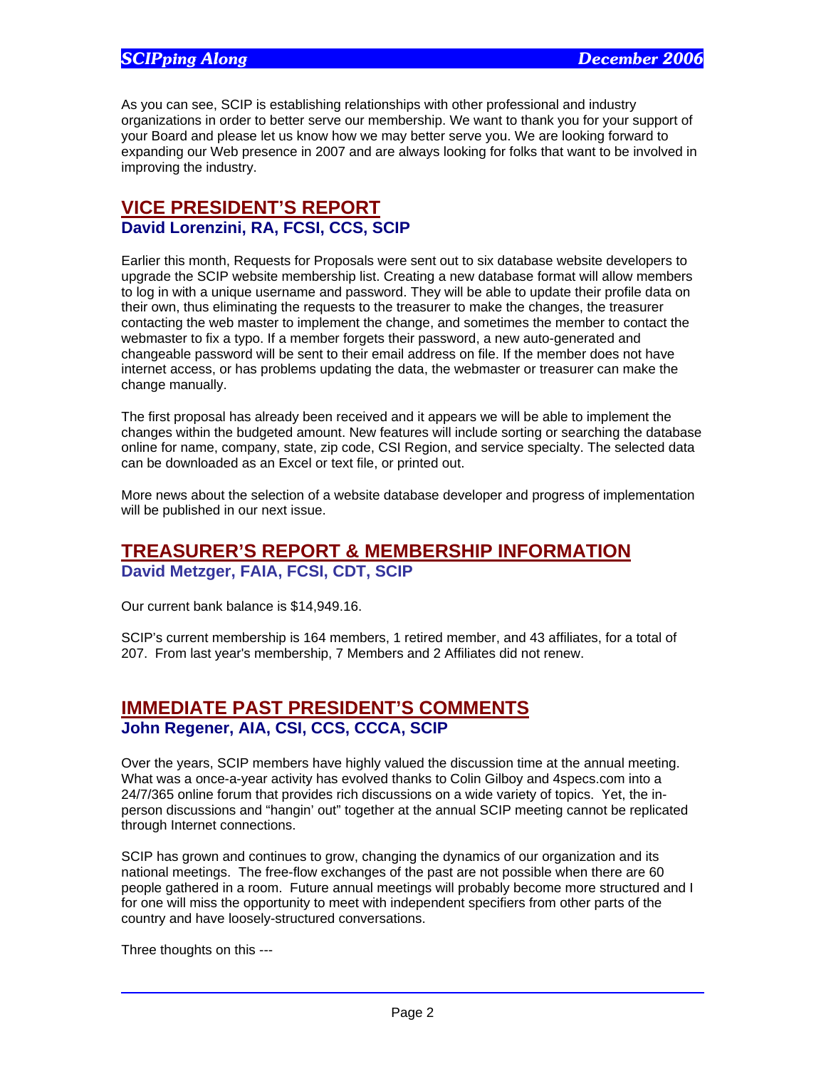As you can see, SCIP is establishing relationships with other professional and industry organizations in order to better serve our membership. We want to thank you for your support of your Board and please let us know how we may better serve you. We are looking forward to expanding our Web presence in 2007 and are always looking for folks that want to be involved in improving the industry.

## VICE PRESIDENT'S REPORT

**David Lorenzini, RA, FCSI, CCS, SCIP**

Earlier this month, Requests for Proposals were sent out to six database website developers to upgrade the SCIP website membership list. Creating a new database format will allow members to log in with a unique username and password. They will be able to update their profile data on their own, thus eliminating the requests to the treasurer to make the changes, the treasurer contacting the web master to implement the change, and sometimes the member to contact the webmaster to fix a typo. If a member forgets their password, a new auto-generated and changeable password will be sent to their email address on file. If the member does not have internet access, or has problems updating the data, the webmaster or treasurer can make the change manually.

The first proposal has already been received and it appears we will be able to implement the changes within the budgeted amount. New features will include sorting or searching the database online for name, company, state, zip code, CSI Region, and service specialty. The selected data can be downloaded as an Excel or text file, or printed out.

More news about the selection of a website database developer and progress of implementation will be published in our next issue.

## TREASURER'S REPORT & MEMBERSHIP INFORMATION

**David Metzger, FAIA, FCSI, CDT, SCIP**

Our current bank balance is $14,949.16.

SCIP's current membership is 164 members, 1 retired member, and 43 affiliates, for a total of 207. From last year's membership, 7 Members and 2 Affiliates did not renew.

## IMMEDIATE PAST PRESIDENT'S COMMENTS

**John Regener, AIA, CSI, CCS, CCCA, SCIP**

Over the years, SCIP members have highly valued the discussion time at the annual meeting. What was a once-a-year activity has evolved thanks to Colin Gilboy and 4specs.com into a 24/7/365 online forum that provides rich discussions on a wide variety of topics. Yet, the in-person discussions and "hangin' out" together at the annual SCIP meeting cannot be replicated through Internet connections.

SCIP has grown and continues to grow, changing the dynamics of our organization and its national meetings. The free-flow exchanges of the past are not possible when there are 60 people gathered in a room. Future annual meetings will probably become more structured and I for one will miss the opportunity to meet with independent specifiers from other parts of the country and have loosely-structured conversations.

Three thoughts on this ---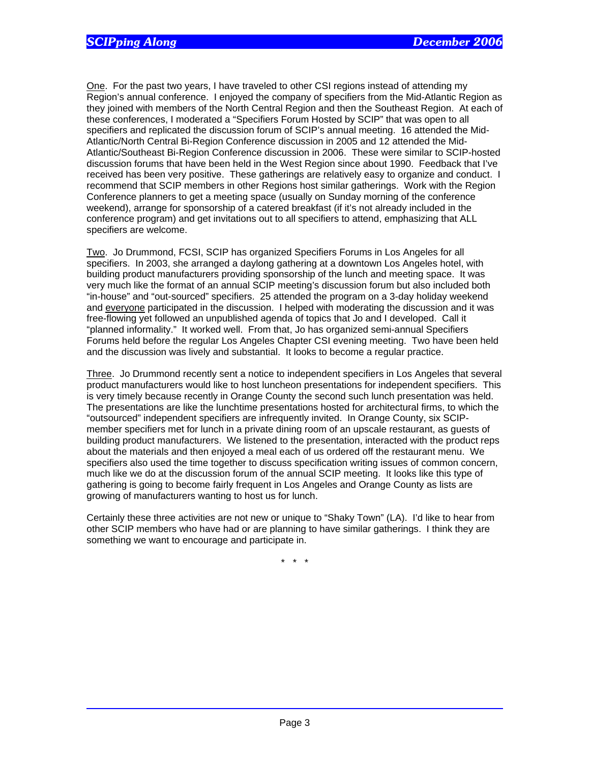One. For the past two years, I have traveled to other CSI regions instead of attending my Region's annual conference. I enjoyed the company of specifiers from the Mid-Atlantic Region as they joined with members of the North Central Region and then the Southeast Region. At each of these conferences, I moderated a "Specifiers Forum Hosted by SCIP" that was open to all specifiers and replicated the discussion forum of SCIP's annual meeting. 16 attended the Mid-Atlantic/North Central Bi-Region Conference discussion in 2005 and 12 attended the Mid-Atlantic/Southeast Bi-Region Conference discussion in 2006. These were similar to SCIP-hosted discussion forums that have been held in the West Region since about 1990. Feedback that I've received has been very positive. These gatherings are relatively easy to organize and conduct. I recommend that SCIP members in other Regions host similar gatherings. Work with the Region Conference planners to get a meeting space (usually on Sunday morning of the conference weekend), arrange for sponsorship of a catered breakfast (if it's not already included in the conference program) and get invitations out to all specifiers to attend, emphasizing that ALL specifiers are welcome.

Two. Jo Drummond, FCSI, SCIP has organized Specifiers Forums in Los Angeles for all specifiers. In 2003, she arranged a daylong gathering at a downtown Los Angeles hotel, with building product manufacturers providing sponsorship of the lunch and meeting space. It was very much like the format of an annual SCIP meeting's discussion forum but also included both "in-house" and "out-sourced" specifiers. 25 attended the program on a 3-day holiday weekend and everyone participated in the discussion. I helped with moderating the discussion and it was free-flowing yet followed an unpublished agenda of topics that Jo and I developed. Call it "planned informality." It worked well. From that, Jo has organized semi-annual Specifiers Forums held before the regular Los Angeles Chapter CSI evening meeting. Two have been held and the discussion was lively and substantial. It looks to become a regular practice.

Three. Jo Drummond recently sent a notice to independent specifiers in Los Angeles that several product manufacturers would like to host luncheon presentations for independent specifiers. This is very timely because recently in Orange County the second such lunch presentation was held. The presentations are like the lunchtime presentations hosted for architectural firms, to which the "outsourced" independent specifiers are infrequently invited. In Orange County, six SCIP-member specifiers met for lunch in a private dining room of an upscale restaurant, as guests of building product manufacturers. We listened to the presentation, interacted with the product reps about the materials and then enjoyed a meal each of us ordered off the restaurant menu. We specifiers also used the time together to discuss specification writing issues of common concern, much like we do at the discussion forum of the annual SCIP meeting. It looks like this type of gathering is going to become fairly frequent in Los Angeles and Orange County as lists are growing of manufacturers wanting to host us for lunch.

Certainly these three activities are not new or unique to "Shaky Town" (LA). I'd like to hear from other SCIP members who have had or are planning to have similar gatherings. I think they are something we want to encourage and participate in.

\* \* \*